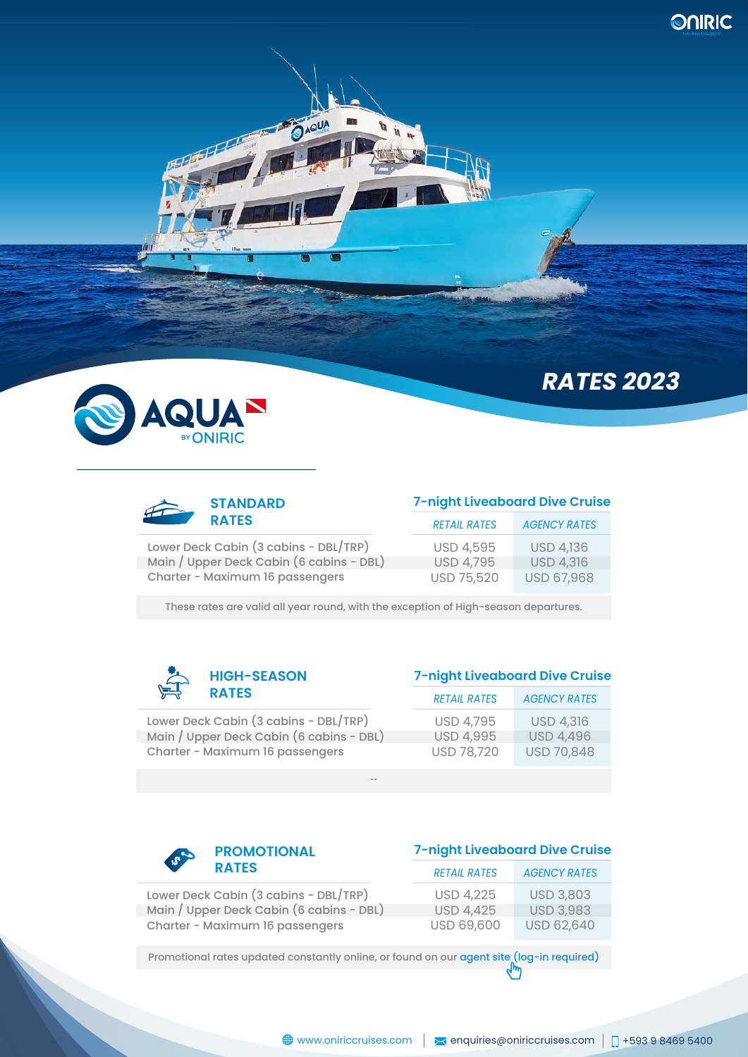# RATES 2023

## AQUA BY ONIRIC

### STANDARD RATES

| | 7-night Liveaboard Dive Cruise | |
|---|---|---|
| | *RETAIL RATES* | *AGENCY RATES* |
| Lower Deck Cabin (3 cabins - DBL/TRP) | USD 4,595 | USD 4,136 |
| Main / Upper Deck Cabin (6 cabins - DBL) | USD 4,795 | USD 4,316 |
| Charter - Maximum 16 passengers | USD 75,520 | USD 67,968 |

These rates are valid all year round, with the exception of High-season departures.

### HIGH-SEASON RATES

| | 7-night Liveaboard Dive Cruise | |
|---|---|---|
| | *RETAIL RATES* | *AGENCY RATES* |
| Lower Deck Cabin (3 cabins - DBL/TRP) | USD 4,795 | USD 4,316 |
| Main / Upper Deck Cabin (6 cabins - DBL) | USD 4,995 | USD 4,496 |
| Charter - Maximum 16 passengers | USD 78,720 | USD 70,848 |

--

### PROMOTIONAL RATES

| | 7-night Liveaboard Dive Cruise | |
|---|---|---|
| | *RETAIL RATES* | *AGENCY RATES* |
| Lower Deck Cabin (3 cabins - DBL/TRP) | USD 4,225 | USD 3,803 |
| Main / Upper Deck Cabin (6 cabins - DBL) | USD 4,425 | USD 3,983 |
| Charter - Maximum 16 passengers | USD 69,600 | USD 62,640 |

Promotional rates updated constantly online, or found on our agent site (log-in required)

www.oniriccruises.com | enquiries@oniriccruises.com | +593 9 8469 5400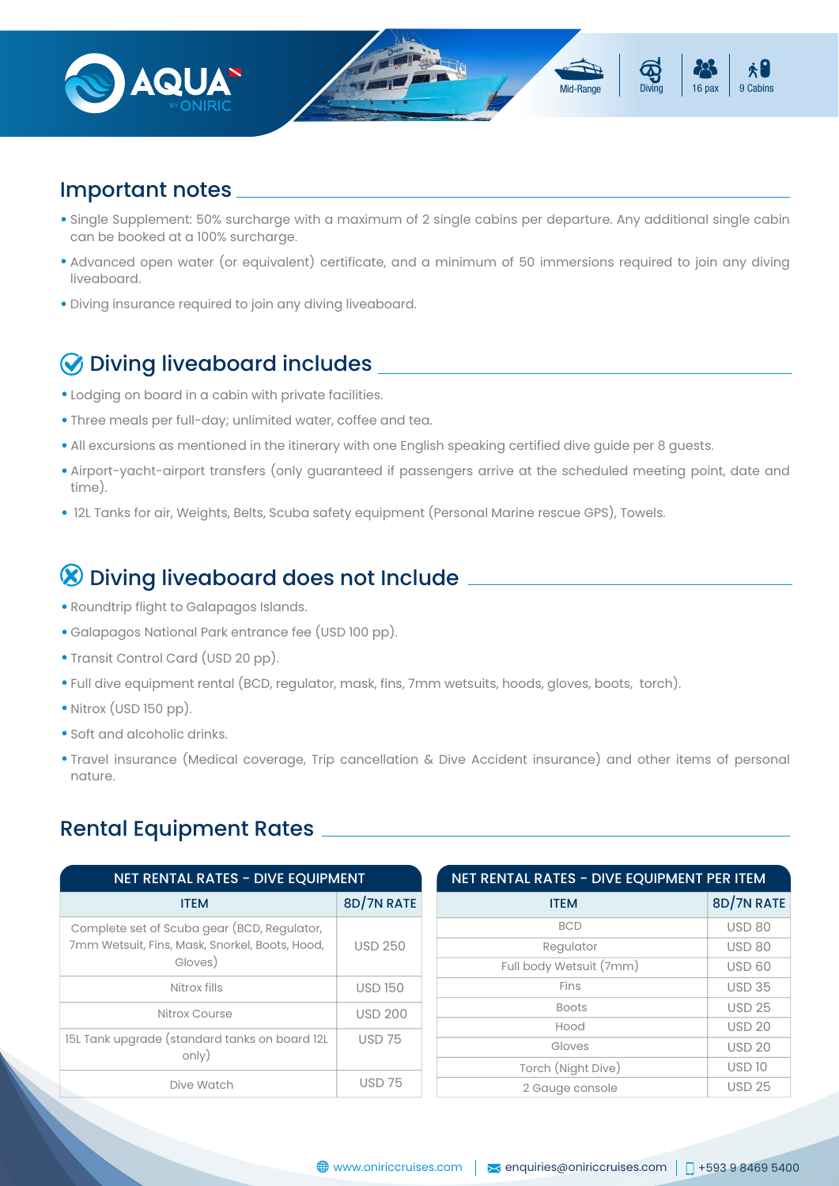## Important notes

- Single Supplement: 50% surcharge with a maximum of 2 single cabins per departure. Any additional single cabin can be booked at a 100% surcharge.
- Advanced open water (or equivalent) certificate, and a minimum of 50 immersions required to join any diving liveaboard.
- Diving insurance required to join any diving liveaboard.

## Diving liveaboard includes

- Lodging on board in a cabin with private facilities.
- Three meals per full-day; unlimited water, coffee and tea.
- All excursions as mentioned in the itinerary with one English speaking certified dive guide per 8 guests.
- Airport-yacht-airport transfers (only guaranteed if passengers arrive at the scheduled meeting point, date and time).
- 12L Tanks for air, Weights, Belts, Scuba safety equipment (Personal Marine rescue GPS), Towels.

## Diving liveaboard does not Include

- Roundtrip flight to Galapagos Islands.
- Galapagos National Park entrance fee (USD 100 pp).
- Transit Control Card (USD 20 pp).
- Full dive equipment rental (BCD, regulator, mask, fins, 7mm wetsuits, hoods, gloves, boots, torch).
- Nitrox (USD 150 pp).
- Soft and alcoholic drinks.
- Travel insurance (Medical coverage, Trip cancellation & Dive Accident insurance) and other items of personal nature.

## Rental Equipment Rates

| NET RENTAL RATES - DIVE EQUIPMENT | |
|---|---|
| ITEM | 8D/7N RATE |
| Complete set of Scuba gear (BCD, Regulator, 7mm Wetsuit, Fins, Mask, Snorkel, Boots, Hood, Gloves) | USD 250 |
| Nitrox fills | USD 150 |
| Nitrox Course | USD 200 |
| 15L Tank upgrade (standard tanks on board 12L only) | USD 75 |
| Dive Watch | USD 75 |

| NET RENTAL RATES - DIVE EQUIPMENT PER ITEM | |
|---|---|
| ITEM | 8D/7N RATE |
| BCD | USD 80 |
| Regulator | USD 80 |
| Full body Wetsuit (7mm) | USD 60 |
| Fins | USD 35 |
| Boots | USD 25 |
| Hood | USD 20 |
| Gloves | USD 20 |
| Torch (Night Dive) | USD 10 |
| 2 Gauge console | USD 25 |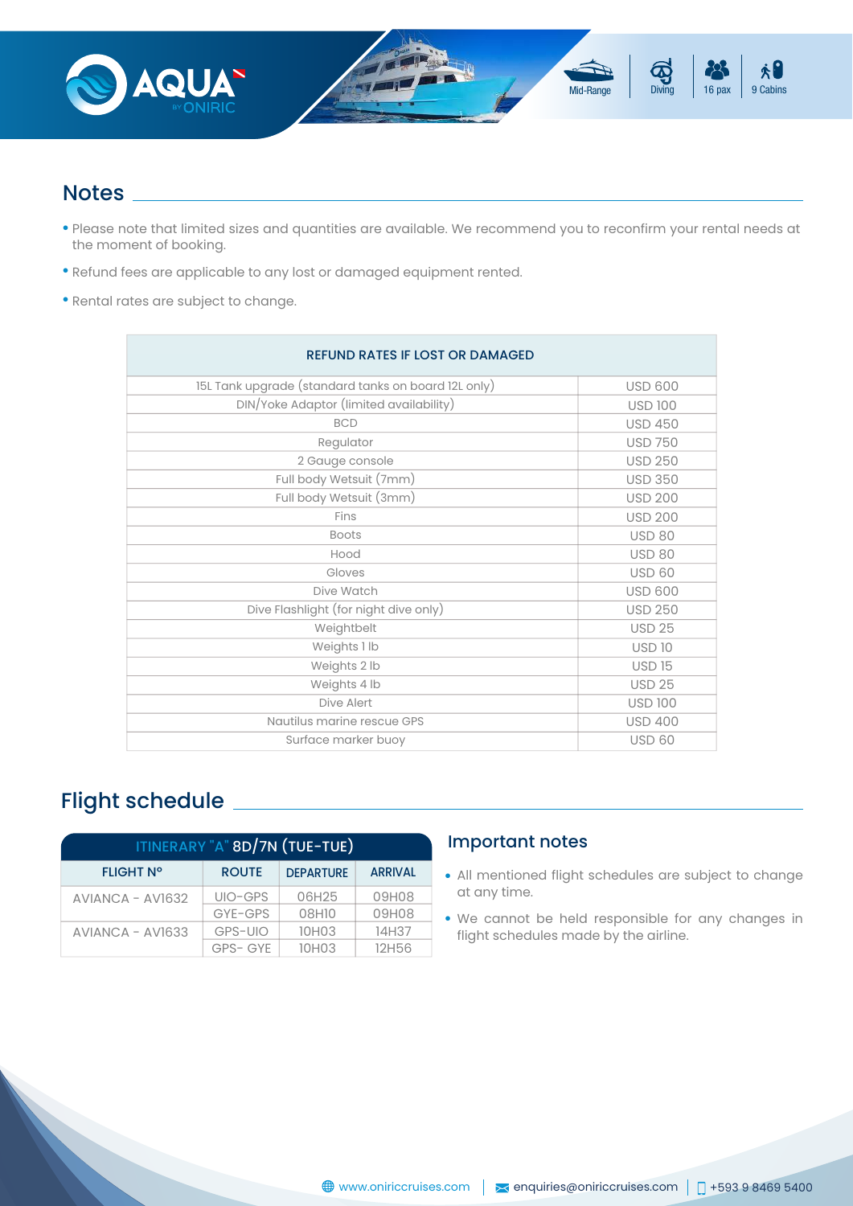## Notes

- Please note that limited sizes and quantities are available. We recommend you to reconfirm your rental needs at the moment of booking.
- Refund fees are applicable to any lost or damaged equipment rented.
- Rental rates are subject to change.

| REFUND RATES IF LOST OR DAMAGED | |
|---|---|
| 15L Tank upgrade (standard tanks on board 12L only) | USD 600 |
| DIN/Yoke Adaptor (limited availability) | USD 100 |
| BCD | USD 450 |
| Regulator | USD 750 |
| 2 Gauge console | USD 250 |
| Full body Wetsuit (7mm) | USD 350 |
| Full body Wetsuit (3mm) | USD 200 |
| Fins | USD 200 |
| Boots | USD 80 |
| Hood | USD 80 |
| Gloves | USD 60 |
| Dive Watch | USD 600 |
| Dive Flashlight (for night dive only) | USD 250 |
| Weightbelt | USD 25 |
| Weights 1 lb | USD 10 |
| Weights 2 lb | USD 15 |
| Weights 4 lb | USD 25 |
| Dive Alert | USD 100 |
| Nautilus marine rescue GPS | USD 400 |
| Surface marker buoy | USD 60 |

## Flight schedule

| ITINERARY "A" 8D/7N (TUE-TUE) | | | |
|---|---|---|---|
| FLIGHT Nº | ROUTE | DEPARTURE | ARRIVAL |
| AVIANCA - AV1632 | UIO-GPS | 06H25 | 09H08 |
| | GYE-GPS | 08H10 | 09H08 |
| AVIANCA - AV1633 | GPS-UIO | 10H03 | 14H37 |
| | GPS- GYE | 10H03 | 12H56 |

### Important notes

- All mentioned flight schedules are subject to change at any time.
- We cannot be held responsible for any changes in flight schedules made by the airline.

www.oniriccruises.com | enquiries@oniriccruises.com | +593 9 8469 5400